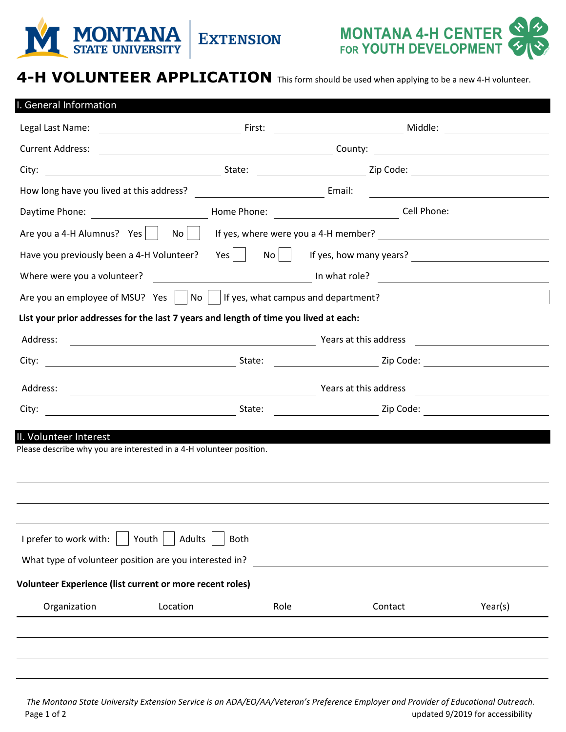MONTANA STATE UNIVERSITY EXTENSION

MONTANA 4-H CENTER FOR YOUTH DEVELOPMENT

# 4-H VOLUNTEER APPLICATION

This form should be used when applying to be a new 4-H volunteer.

## I. General Information

Legal Last Name: ____________ First: ____________ Middle: ____________

Current Address: ____________ County: ____________

City: ____________ State: ____________ Zip Code: ____________

How long have you lived at this address? ____________ Email: ____________

Daytime Phone: ____________ Home Phone: ____________ Cell Phone:

Are you a 4-H Alumnus? Yes ☐ No ☐ If yes, where were you a 4-H member? ____________

Have you previously been a 4-H Volunteer? Yes ☐ No ☐ If yes, how many years? ____________

Where were you a volunteer? ____________ In what role? ____________

Are you an employee of MSU? Yes ☐ No ☐ If yes, what campus and department?

**List your prior addresses for the last 7 years and length of time you lived at each:**

Address: ____________ Years at this address ____________

City: ____________ State: ____________ Zip Code: ____________

Address: ____________ Years at this address ____________

City: ____________ State: ____________ Zip Code: ____________

## II. Volunteer Interest

Please describe why you are interested in a 4-H volunteer position.

______________________________________________

______________________________________________

______________________________________________

I prefer to work with: ☐ Youth ☐ Adults ☐ Both

What type of volunteer position are you interested in? ____________

**Volunteer Experience (list current or more recent roles)**

| Organization | Location | Role | Contact | Year(s) |
|---|---|---|---|---|
| | | | | |
| | | | | |
| | | | | |

*The Montana State University Extension Service is an ADA/EO/AA/Veteran's Preference Employer and Provider of Educational Outreach.*

updated 9/2019 for accessibility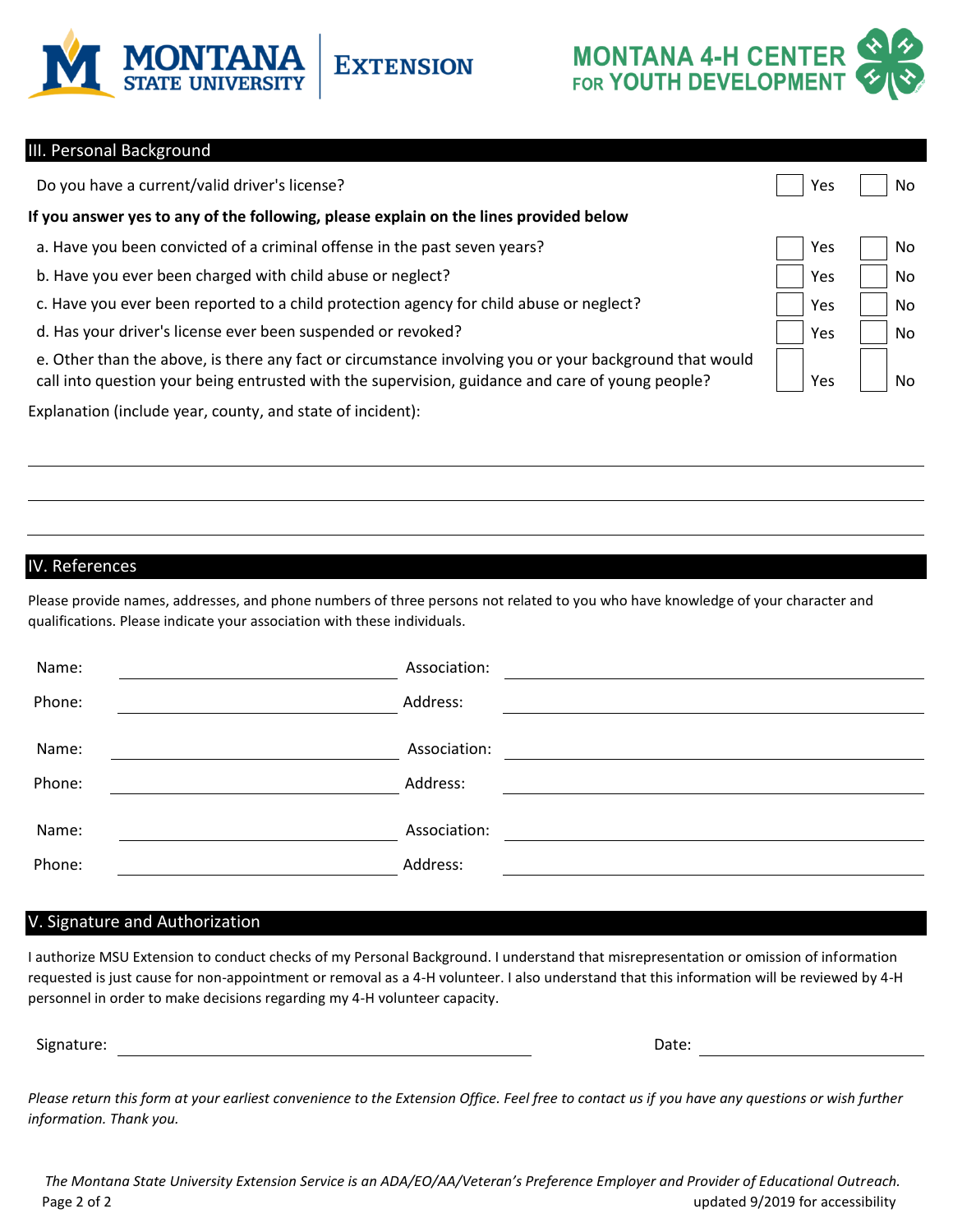## III. Personal Background

Do you have a current/valid driver's license? ☐ Yes ☐ No

**If you answer yes to any of the following, please explain on the lines provided below**

a. Have you been convicted of a criminal offense in the past seven years? ☐ Yes ☐ No

b. Have you ever been charged with child abuse or neglect? ☐ Yes ☐ No

c. Have you ever been reported to a child protection agency for child abuse or neglect? ☐ Yes ☐ No

d. Has your driver's license ever been suspended or revoked? ☐ Yes ☐ No

e. Other than the above, is there any fact or circumstance involving you or your background that would call into question your being entrusted with the supervision, guidance and care of young people? ☐ Yes ☐ No

Explanation (include year, county, and state of incident):

______________________________________________

______________________________________________

______________________________________________

## IV. References

Please provide names, addresses, and phone numbers of three persons not related to you who have knowledge of your character and qualifications. Please indicate your association with these individuals.

Name: ____________________ Association: ____________________

Phone: ____________________ Address: ____________________

Name: ____________________ Association: ____________________

Phone: ____________________ Address: ____________________

Name: ____________________ Association: ____________________

Phone: ____________________ Address: ____________________

## V. Signature and Authorization

I authorize MSU Extension to conduct checks of my Personal Background. I understand that misrepresentation or omission of information requested is just cause for non-appointment or removal as a 4-H volunteer. I also understand that this information will be reviewed by 4-H personnel in order to make decisions regarding my 4-H volunteer capacity.

Signature: ____________________ Date: ____________________

*Please return this form at your earliest convenience to the Extension Office. Feel free to contact us if you have any questions or wish further information. Thank you.*

*The Montana State University Extension Service is an ADA/EO/AA/Veteran's Preference Employer and Provider of Educational Outreach.*

updated 9/2019 for accessibility